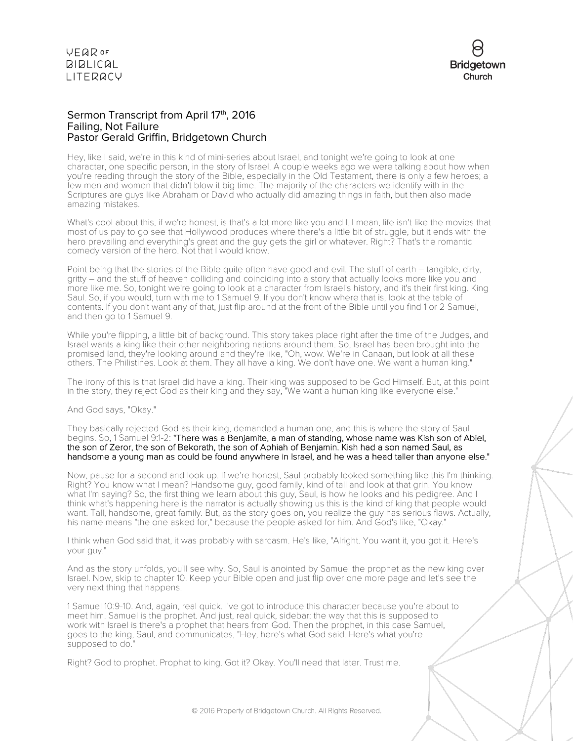# Sermon Transcript from April 17th, 2016
## Failing, Not Failure
### Pastor Gerald Griffin, Bridgetown Church

Hey, like I said, we're in this kind of mini-series about Israel, and tonight we're going to look at one character, one specific person, in the story of Israel. A couple weeks ago we were talking about how when you're reading through the story of the Bible, especially in the Old Testament, there is only a few heroes; a few men and women that didn't blow it big time. The majority of the characters we identify with in the Scriptures are guys like Abraham or David who actually did amazing things in faith, but then also made amazing mistakes.

What's cool about this, if we're honest, is that's a lot more like you and I. I mean, life isn't like the movies that most of us pay to go see that Hollywood produces where there's a little bit of struggle, but it ends with the hero prevailing and everything's great and the guy gets the girl or whatever. Right? That's the romantic comedy version of the hero. Not that I would know.

Point being that the stories of the Bible quite often have good and evil. The stuff of earth – tangible, dirty, gritty – and the stuff of heaven colliding and coinciding into a story that actually looks more like you and more like me. So, tonight we're going to look at a character from Israel's history, and it's their first king. King Saul. So, if you would, turn with me to 1 Samuel 9. If you don't know where that is, look at the table of contents. If you don't want any of that, just flip around at the front of the Bible until you find 1 or 2 Samuel, and then go to 1 Samuel 9.

While you're flipping, a little bit of background. This story takes place right after the time of the Judges, and Israel wants a king like their other neighboring nations around them. So, Israel has been brought into the promised land, they're looking around and they're like, "Oh, wow. We're in Canaan, but look at all these others. The Philistines. Look at them. They all have a king. We don't have one. We want a human king."

The irony of this is that Israel did have a king. Their king was supposed to be God Himself. But, at this point in the story, they reject God as their king and they say, "We want a human king like everyone else."

And God says, "Okay."

They basically rejected God as their king, demanded a human one, and this is where the story of Saul begins. So, 1 Samuel 9:1-2: **"There was a Benjamite, a man of standing, whose name was Kish son of Abiel, the son of Zeror, the son of Bekorath, the son of Aphiah of Benjamin. Kish had a son named Saul, as handsome a young man as could be found anywhere in Israel, and he was a head taller than anyone else."**

Now, pause for a second and look up. If we're honest, Saul probably looked something like this I'm thinking. Right? You know what I mean? Handsome guy, good family, kind of tall and look at that grin. You know what I'm saying? So, the first thing we learn about this guy, Saul, is how he looks and his pedigree. And I think what's happening here is the narrator is actually showing us this is the kind of king that people would want. Tall, handsome, great family. But, as the story goes on, you realize the guy has serious flaws. Actually, his name means "the one asked for," because the people asked for him. And God's like, "Okay."

I think when God said that, it was probably with sarcasm. He's like, "Alright. You want it, you got it. Here's your guy."

And as the story unfolds, you'll see why. So, Saul is anointed by Samuel the prophet as the new king over Israel. Now, skip to chapter 10. Keep your Bible open and just flip over one more page and let's see the very next thing that happens.

1 Samuel 10:9-10. And, again, real quick. I've got to introduce this character because you're about to meet him. Samuel is the prophet. And just, real quick, sidebar: the way that this is supposed to work with Israel is there's a prophet that hears from God. Then the prophet, in this case Samuel, goes to the king, Saul, and communicates, "Hey, here's what God said. Here's what you're supposed to do."

Right? God to prophet. Prophet to king. Got it? Okay. You'll need that later. Trust me.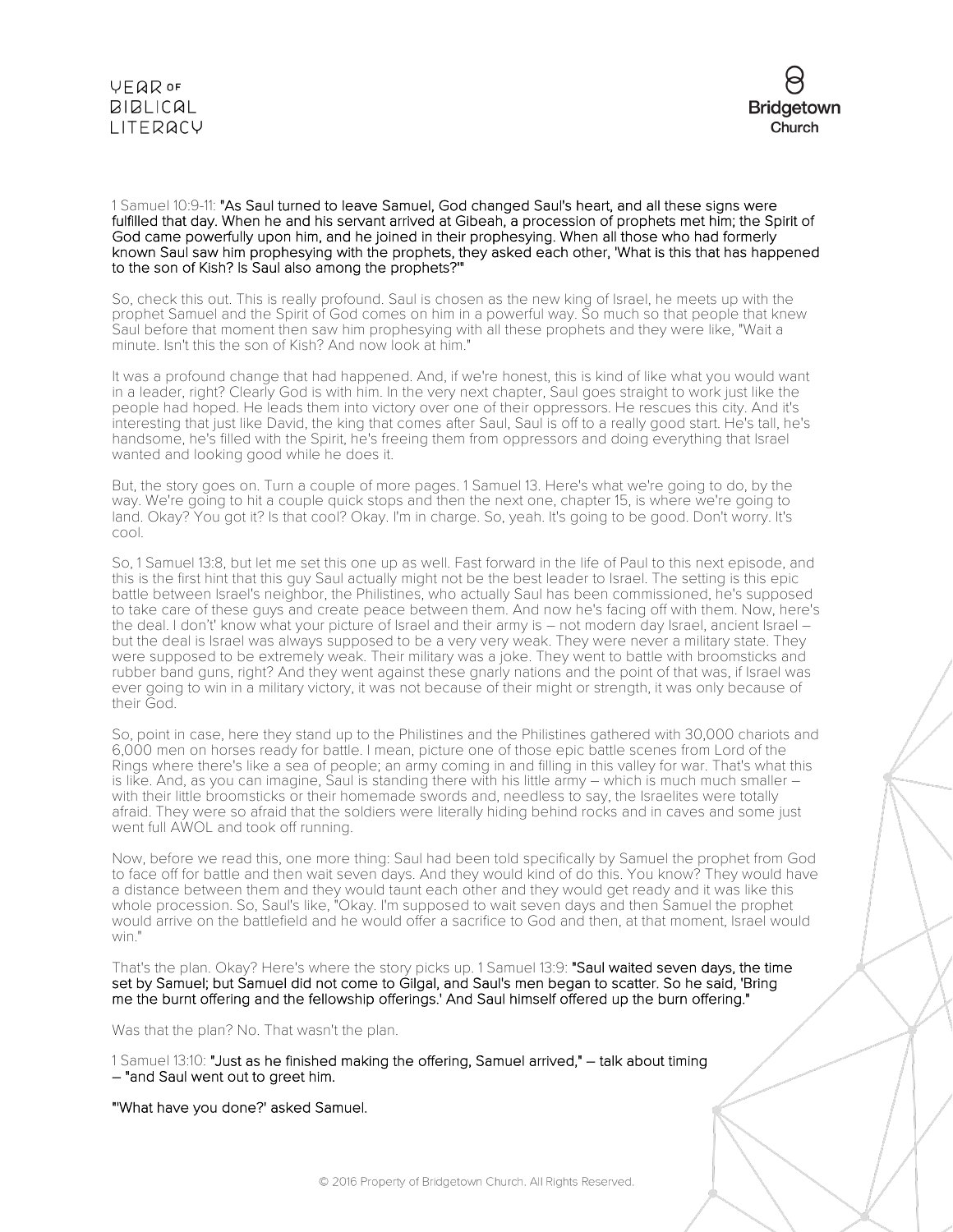1 Samuel 10:9-11: **"As Saul turned to leave Samuel, God changed Saul's heart, and all these signs were fulfilled that day. When he and his servant arrived at Gibeah, a procession of prophets met him; the Spirit of God came powerfully upon him, and he joined in their prophesying. When all those who had formerly known Saul saw him prophesying with the prophets, they asked each other, 'What is this that has happened to the son of Kish? Is Saul also among the prophets?'"**

So, check this out. This is really profound. Saul is chosen as the new king of Israel, he meets up with the prophet Samuel and the Spirit of God comes on him in a powerful way. So much so that people that knew Saul before that moment then saw him prophesying with all these prophets and they were like, "Wait a minute. Isn't this the son of Kish? And now look at him."

It was a profound change that had happened. And, if we're honest, this is kind of like what you would want in a leader, right? Clearly God is with him. In the very next chapter, Saul goes straight to work just like the people had hoped. He leads them into victory over one of their oppressors. He rescues this city. And it's interesting that just like David, the king that comes after Saul, Saul is off to a really good start. He's tall, he's handsome, he's filled with the Spirit, he's freeing them from oppressors and doing everything that Israel wanted and looking good while he does it.

But, the story goes on. Turn a couple of more pages. 1 Samuel 13. Here's what we're going to do, by the way. We're going to hit a couple quick stops and then the next one, chapter 15, is where we're going to land. Okay? You got it? Is that cool? Okay. I'm in charge. So, yeah. It's going to be good. Don't worry. It's cool.

So, 1 Samuel 13:8, but let me set this one up as well. Fast forward in the life of Paul to this next episode, and this is the first hint that this guy Saul actually might not be the best leader to Israel. The setting is this epic battle between Israel's neighbor, the Philistines, who actually Saul has been commissioned, he's supposed to take care of these guys and create peace between them. And now he's facing off with them. Now, here's the deal. I don't' know what your picture of Israel and their army is – not modern day Israel, ancient Israel – but the deal is Israel was always supposed to be a very very weak. They were never a military state. They were supposed to be extremely weak. Their military was a joke. They went to battle with broomsticks and rubber band guns, right? And they went against these gnarly nations and the point of that was, if Israel was ever going to win in a military victory, it was not because of their might or strength, it was only because of their God.

So, point in case, here they stand up to the Philistines and the Philistines gathered with 30,000 chariots and 6,000 men on horses ready for battle. I mean, picture one of those epic battle scenes from Lord of the Rings where there's like a sea of people; an army coming in and filling in this valley for war. That's what this is like. And, as you can imagine, Saul is standing there with his little army – which is much much smaller – with their little broomsticks or their homemade swords and, needless to say, the Israelites were totally afraid. They were so afraid that the soldiers were literally hiding behind rocks and in caves and some just went full AWOL and took off running.

Now, before we read this, one more thing: Saul had been told specifically by Samuel the prophet from God to face off for battle and then wait seven days. And they would kind of do this. You know? They would have a distance between them and they would taunt each other and they would get ready and it was like this whole procession. So, Saul's like, "Okay. I'm supposed to wait seven days and then Samuel the prophet would arrive on the battlefield and he would offer a sacrifice to God and then, at that moment, Israel would win."

That's the plan. Okay? Here's where the story picks up. 1 Samuel 13:9: **"Saul waited seven days, the time set by Samuel; but Samuel did not come to Gilgal, and Saul's men began to scatter. So he said, 'Bring me the burnt offering and the fellowship offerings.' And Saul himself offered up the burn offering."**

Was that the plan? No. That wasn't the plan.

1 Samuel 13:10: **"Just as he finished making the offering, Samuel arrived,"** – talk about timing – **"and Saul went out to greet him.**

**"'What have you done?' asked Samuel.**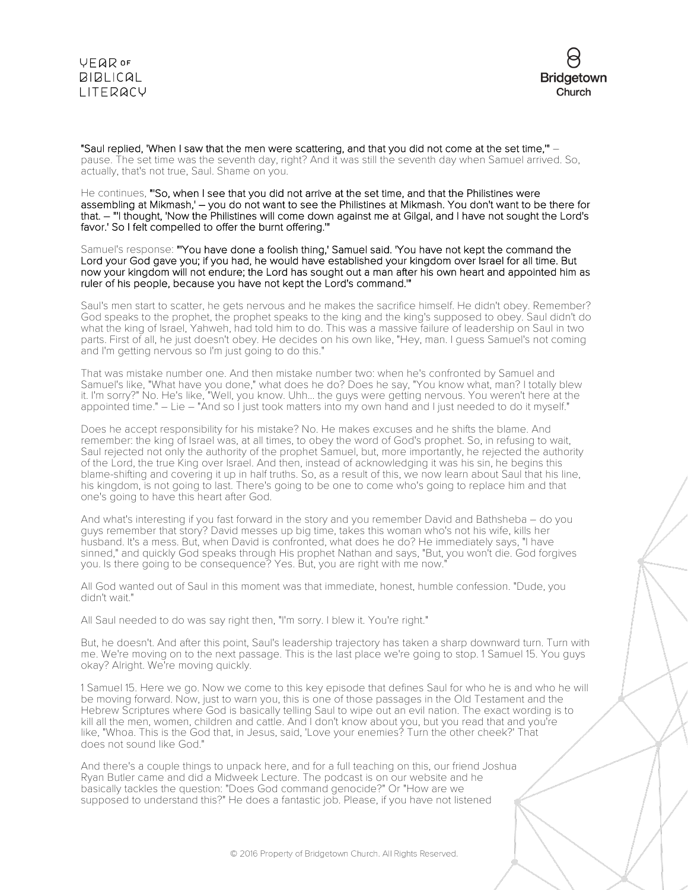**"Saul replied, 'When I saw that the men were scattering, and that you did not come at the set time,'"** – pause. The set time was the seventh day, right? And it was still the seventh day when Samuel arrived. So, actually, that's not true, Saul. Shame on you.

He continues, **"'So, when I see that you did not arrive at the set time, and that the Philistines were assembling at Mikmash,'** – you do not want to see the Philistines at Mikmash. You don't want to be there for that. – **"'I thought, 'Now the Philistines will come down against me at Gilgal, and I have not sought the Lord's favor.' So I felt compelled to offer the burnt offering.'"**

Samuel's response: **"'You have done a foolish thing,' Samuel said. 'You have not kept the command the Lord your God gave you; if you had, he would have established your kingdom over Israel for all time. But now your kingdom will not endure; the Lord has sought out a man after his own heart and appointed him as ruler of his people, because you have not kept the Lord's command.'"**

Saul's men start to scatter, he gets nervous and he makes the sacrifice himself. He didn't obey. Remember? God speaks to the prophet, the prophet speaks to the king and the king's supposed to obey. Saul didn't do what the king of Israel, Yahweh, had told him to do. This was a massive failure of leadership on Saul in two parts. First of all, he just doesn't obey. He decides on his own like, "Hey, man. I guess Samuel's not coming and I'm getting nervous so I'm just going to do this."

That was mistake number one. And then mistake number two: when he's confronted by Samuel and Samuel's like, "What have you done," what does he do? Does he say, "You know what, man? I totally blew it. I'm sorry?" No. He's like, "Well, you know. Uhh… the guys were getting nervous. You weren't here at the appointed time." – Lie – "And so I just took matters into my own hand and I just needed to do it myself."

Does he accept responsibility for his mistake? No. He makes excuses and he shifts the blame. And remember: the king of Israel was, at all times, to obey the word of God's prophet. So, in refusing to wait, Saul rejected not only the authority of the prophet Samuel, but, more importantly, he rejected the authority of the Lord, the true King over Israel. And then, instead of acknowledging it was his sin, he begins this blame-shifting and covering it up in half truths. So, as a result of this, we now learn about Saul that his line, his kingdom, is not going to last. There's going to be one to come who's going to replace him and that one's going to have this heart after God.

And what's interesting if you fast forward in the story and you remember David and Bathsheba – do you guys remember that story? David messes up big time, takes this woman who's not his wife, kills her husband. It's a mess. But, when David is confronted, what does he do? He immediately says, "I have sinned," and quickly God speaks through His prophet Nathan and says, "But, you won't die. God forgives you. Is there going to be consequence? Yes. But, you are right with me now."

All God wanted out of Saul in this moment was that immediate, honest, humble confession. "Dude, you didn't wait."

All Saul needed to do was say right then, "I'm sorry. I blew it. You're right."

But, he doesn't. And after this point, Saul's leadership trajectory has taken a sharp downward turn. Turn with me. We're moving on to the next passage. This is the last place we're going to stop. 1 Samuel 15. You guys okay? Alright. We're moving quickly.

1 Samuel 15. Here we go. Now we come to this key episode that defines Saul for who he is and who he will be moving forward. Now, just to warn you, this is one of those passages in the Old Testament and the Hebrew Scriptures where God is basically telling Saul to wipe out an evil nation. The exact wording is to kill all the men, women, children and cattle. And I don't know about you, but you read that and you're like, "Whoa. This is the God that, in Jesus, said, 'Love your enemies? Turn the other cheek?' That does not sound like God."

And there's a couple things to unpack here, and for a full teaching on this, our friend Joshua Ryan Butler came and did a Midweek Lecture. The podcast is on our website and he basically tackles the question: "Does God command genocide?" Or "How are we supposed to understand this?" He does a fantastic job. Please, if you have not listened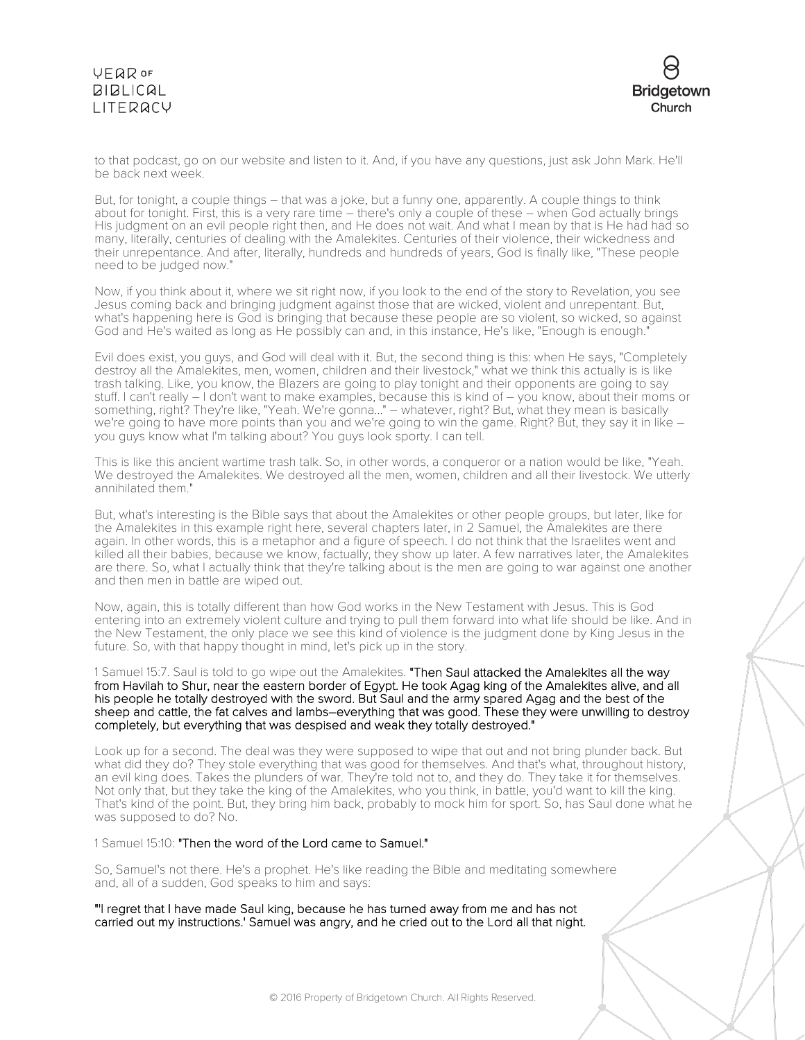to that podcast, go on our website and listen to it. And, if you have any questions, just ask John Mark. He'll be back next week.

But, for tonight, a couple things – that was a joke, but a funny one, apparently. A couple things to think about for tonight. First, this is a very rare time – there's only a couple of these – when God actually brings His judgment on an evil people right then, and He does not wait. And what I mean by that is He had had so many, literally, centuries of dealing with the Amalekites. Centuries of their violence, their wickedness and their unrepentance. And after, literally, hundreds and hundreds of years, God is finally like, "These people need to be judged now."

Now, if you think about it, where we sit right now, if you look to the end of the story to Revelation, you see Jesus coming back and bringing judgment against those that are wicked, violent and unrepentant. But, what's happening here is God is bringing that because these people are so violent, so wicked, so against God and He's waited as long as He possibly can and, in this instance, He's like, "Enough is enough."

Evil does exist, you guys, and God will deal with it. But, the second thing is this: when He says, "Completely destroy all the Amalekites, men, women, children and their livestock," what we think this actually is is like trash talking. Like, you know, the Blazers are going to play tonight and their opponents are going to say stuff. I can't really – I don't want to make examples, because this is kind of – you know, about their moms or something, right? They're like, "Yeah. We're gonna..." – whatever, right? But, what they mean is basically we're going to have more points than you and we're going to win the game. Right? But, they say it in like – you guys know what I'm talking about? You guys look sporty. I can tell.

This is like this ancient wartime trash talk. So, in other words, a conqueror or a nation would be like, "Yeah. We destroyed the Amalekites. We destroyed all the men, women, children and all their livestock. We utterly annihilated them."

But, what's interesting is the Bible says that about the Amalekites or other people groups, but later, like for the Amalekites in this example right here, several chapters later, in 2 Samuel, the Amalekites are there again. In other words, this is a metaphor and a figure of speech. I do not think that the Israelites went and killed all their babies, because we know, factually, they show up later. A few narratives later, the Amalekites are there. So, what I actually think that they're talking about is the men are going to war against one another and then men in battle are wiped out.

Now, again, this is totally different than how God works in the New Testament with Jesus. This is God entering into an extremely violent culture and trying to pull them forward into what life should be like. And in the New Testament, the only place we see this kind of violence is the judgment done by King Jesus in the future. So, with that happy thought in mind, let's pick up in the story.

1 Samuel 15:7. Saul is told to go wipe out the Amalekites. **"Then Saul attacked the Amalekites all the way from Havilah to Shur, near the eastern border of Egypt. He took Agag king of the Amalekites alive, and all his people he totally destroyed with the sword. But Saul and the army spared Agag and the best of the sheep and cattle, the fat calves and lambs–everything that was good. These they were unwilling to destroy completely, but everything that was despised and weak they totally destroyed."**

Look up for a second. The deal was they were supposed to wipe that out and not bring plunder back. But what did they do? They stole everything that was good for themselves. And that's what, throughout history, an evil king does. Takes the plunders of war. They're told not to, and they do. They take it for themselves. Not only that, but they take the king of the Amalekites, who you think, in battle, you'd want to kill the king. That's kind of the point. But, they bring him back, probably to mock him for sport. So, has Saul done what he was supposed to do? No.

1 Samuel 15:10: **"Then the word of the Lord came to Samuel."**

So, Samuel's not there. He's a prophet. He's like reading the Bible and meditating somewhere and, all of a sudden, God speaks to him and says:

**"'I regret that I have made Saul king, because he has turned away from me and has not carried out my instructions.' Samuel was angry, and he cried out to the Lord all that night.**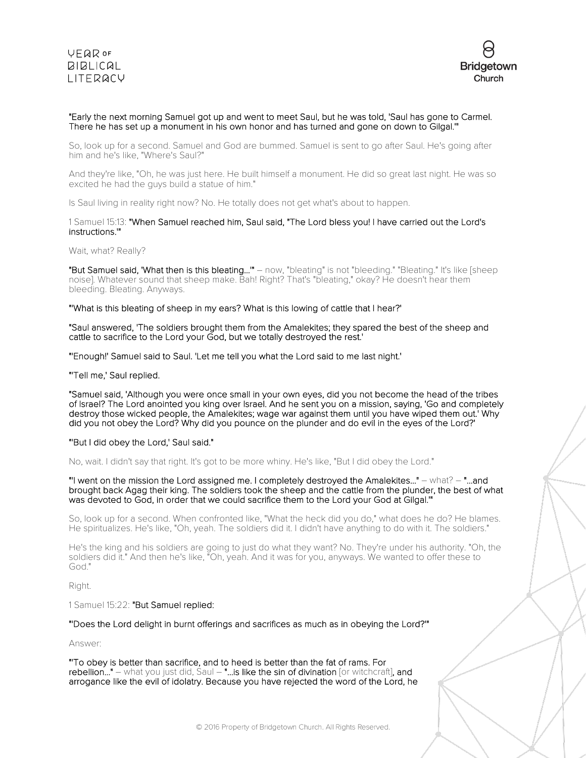**"Early the next morning Samuel got up and went to meet Saul, but he was told, 'Saul has gone to Carmel. There he has set up a monument in his own honor and has turned and gone on down to Gilgal.'"**

So, look up for a second. Samuel and God are bummed. Samuel is sent to go after Saul. He's going after him and he's like, "Where's Saul?"

And they're like, "Oh, he was just here. He built himself a monument. He did so great last night. He was so excited he had the guys build a statue of him."

Is Saul living in reality right now? No. He totally does not get what's about to happen.

1 Samuel 15:13: **"When Samuel reached him, Saul said, "The Lord bless you! I have carried out the Lord's instructions.'"**

Wait, what? Really?

**"But Samuel said, 'What then is this bleating…'"** – now, "bleating" is not "bleeding." "Bleating." It's like [sheep noise]. Whatever sound that sheep make. Bah! Right? That's "bleating," okay? He doesn't hear them bleeding. Bleating. Anyways.

**"'What is this bleating of sheep in my ears? What is this lowing of cattle that I hear?'**

**"Saul answered, 'The soldiers brought them from the Amalekites; they spared the best of the sheep and cattle to sacrifice to the Lord your God, but we totally destroyed the rest.'**

**"'Enough!' Samuel said to Saul. 'Let me tell you what the Lord said to me last night.'**

**"'Tell me,' Saul replied.**

**"Samuel said, 'Although you were once small in your own eyes, did you not become the head of the tribes of Israel? The Lord anointed you king over Israel. And he sent you on a mission, saying, 'Go and completely destroy those wicked people, the Amalekites; wage war against them until you have wiped them out.' Why did you not obey the Lord? Why did you pounce on the plunder and do evil in the eyes of the Lord?'**

**"'But I did obey the Lord,' Saul said."**

No, wait. I didn't say that right. It's got to be more whiny. He's like, "But I did obey the Lord."

**"'I went on the mission the Lord assigned me. I completely destroyed the Amalekites…"** – what? – **"…and brought back Agag their king. The soldiers took the sheep and the cattle from the plunder, the best of what was devoted to God, in order that we could sacrifice them to the Lord your God at Gilgal.'"**

So, look up for a second. When confronted like, "What the heck did you do," what does he do? He blames. He spiritualizes. He's like, "Oh, yeah. The soldiers did it. I didn't have anything to do with it. The soldiers."

He's the king and his soldiers are going to just do what they want? No. They're under his authority. "Oh, the soldiers did it." And then he's like, "Oh, yeah. And it was for you, anyways. We wanted to offer these to God."

Right.

1 Samuel 15:22: **"But Samuel replied:**

**"'Does the Lord delight in burnt offerings and sacrifices as much as in obeying the Lord?'"**

Answer:

**"'To obey is better than sacrifice, and to heed is better than the fat of rams. For rebellion…"** – what you just did, Saul – **"…is like the sin of divination** [or witchcraft]**, and arrogance like the evil of idolatry. Because you have rejected the word of the Lord, he**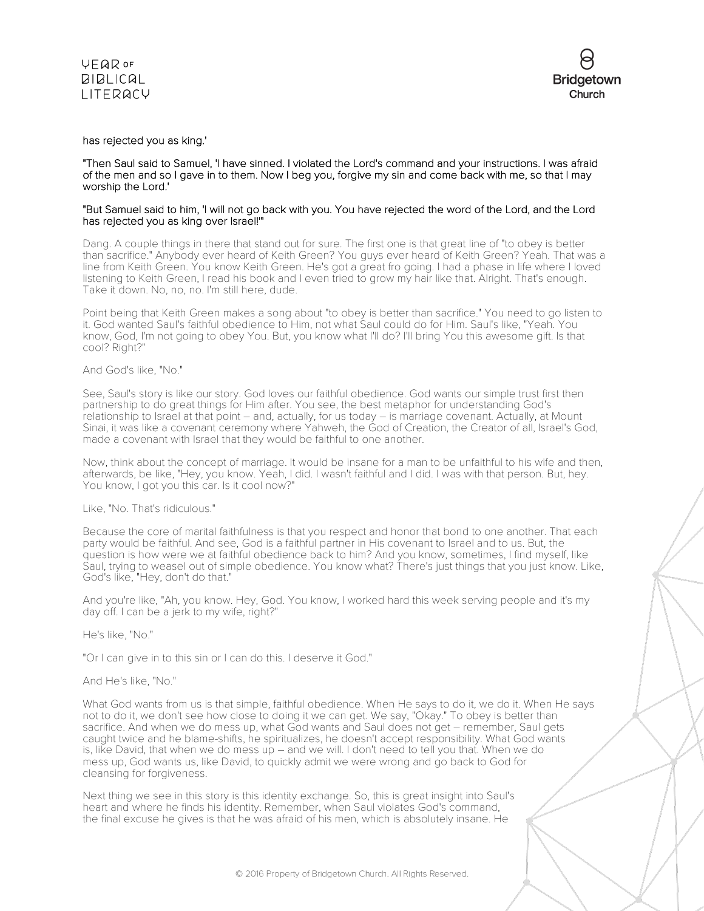has rejected you as king.'

"Then Saul said to Samuel, 'I have sinned. I violated the Lord's command and your instructions. I was afraid of the men and so I gave in to them. Now I beg you, forgive my sin and come back with me, so that I may worship the Lord.'

"But Samuel said to him, 'I will not go back with you. You have rejected the word of the Lord, and the Lord has rejected you as king over Israel!'"

Dang. A couple things in there that stand out for sure. The first one is that great line of "to obey is better than sacrifice." Anybody ever heard of Keith Green? You guys ever heard of Keith Green? Yeah. That was a line from Keith Green. You know Keith Green. He's got a great fro going. I had a phase in life where I loved listening to Keith Green, I read his book and I even tried to grow my hair like that. Alright. That's enough. Take it down. No, no, no. I'm still here, dude.

Point being that Keith Green makes a song about "to obey is better than sacrifice." You need to go listen to it. God wanted Saul's faithful obedience to Him, not what Saul could do for Him. Saul's like, "Yeah. You know, God, I'm not going to obey You. But, you know what I'll do? I'll bring You this awesome gift. Is that cool? Right?"

And God's like, "No."

See, Saul's story is like our story. God loves our faithful obedience. God wants our simple trust first then partnership to do great things for Him after. You see, the best metaphor for understanding God's relationship to Israel at that point – and, actually, for us today – is marriage covenant. Actually, at Mount Sinai, it was like a covenant ceremony where Yahweh, the God of Creation, the Creator of all, Israel's God, made a covenant with Israel that they would be faithful to one another.

Now, think about the concept of marriage. It would be insane for a man to be unfaithful to his wife and then, afterwards, be like, "Hey, you know. Yeah, I did. I wasn't faithful and I did. I was with that person. But, hey. You know, I got you this car. Is it cool now?"

Like, "No. That's ridiculous."

Because the core of marital faithfulness is that you respect and honor that bond to one another. That each party would be faithful. And see, God is a faithful partner in His covenant to Israel and to us. But, the question is how were we at faithful obedience back to him? And you know, sometimes, I find myself, like Saul, trying to weasel out of simple obedience. You know what? There's just things that you just know. Like, God's like, "Hey, don't do that."

And you're like, "Ah, you know. Hey, God. You know, I worked hard this week serving people and it's my day off. I can be a jerk to my wife, right?"

He's like, "No."

"Or I can give in to this sin or I can do this. I deserve it God."

And He's like, "No."

What God wants from us is that simple, faithful obedience. When He says to do it, we do it. When He says not to do it, we don't see how close to doing it we can get. We say, "Okay." To obey is better than sacrifice. And when we do mess up, what God wants and Saul does not get – remember, Saul gets caught twice and he blame-shifts, he spiritualizes, he doesn't accept responsibility. What God wants is, like David, that when we do mess up – and we will. I don't need to tell you that. When we do mess up, God wants us, like David, to quickly admit we were wrong and go back to God for cleansing for forgiveness.

Next thing we see in this story is this identity exchange. So, this is great insight into Saul's heart and where he finds his identity. Remember, when Saul violates God's command, the final excuse he gives is that he was afraid of his men, which is absolutely insane. He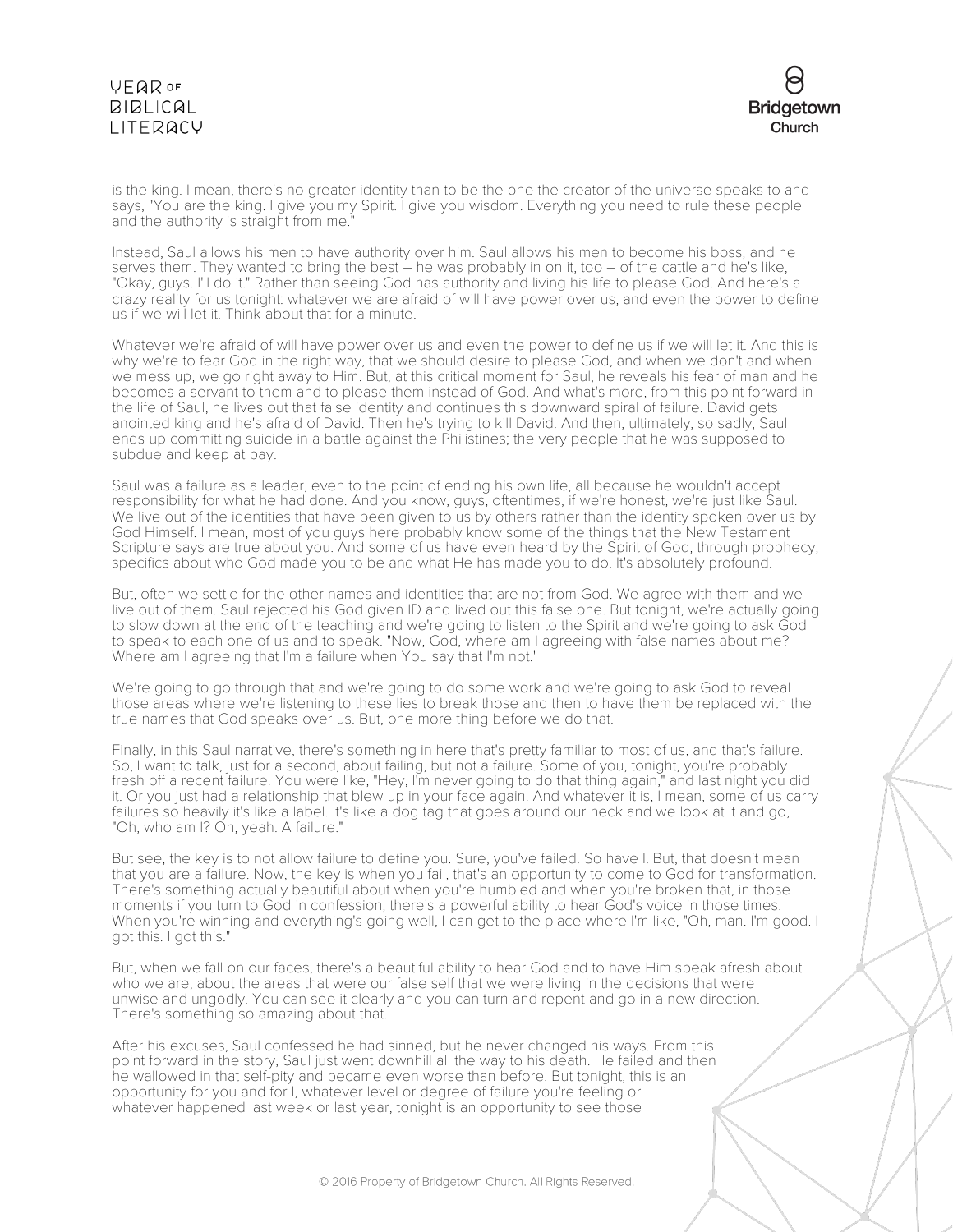is the king. I mean, there's no greater identity than to be the one the creator of the universe speaks to and says, "You are the king. I give you my Spirit. I give you wisdom. Everything you need to rule these people and the authority is straight from me."

Instead, Saul allows his men to have authority over him. Saul allows his men to become his boss, and he serves them. They wanted to bring the best – he was probably in on it, too – of the cattle and he's like, "Okay, guys. I'll do it." Rather than seeing God has authority and living his life to please God. And here's a crazy reality for us tonight: whatever we are afraid of will have power over us, and even the power to define us if we will let it. Think about that for a minute.

Whatever we're afraid of will have power over us and even the power to define us if we will let it. And this is why we're to fear God in the right way, that we should desire to please God, and when we don't and when we mess up, we go right away to Him. But, at this critical moment for Saul, he reveals his fear of man and he becomes a servant to them and to please them instead of God. And what's more, from this point forward in the life of Saul, he lives out that false identity and continues this downward spiral of failure. David gets anointed king and he's afraid of David. Then he's trying to kill David. And then, ultimately, so sadly, Saul ends up committing suicide in a battle against the Philistines; the very people that he was supposed to subdue and keep at bay.

Saul was a failure as a leader, even to the point of ending his own life, all because he wouldn't accept responsibility for what he had done. And you know, guys, oftentimes, if we're honest, we're just like Saul. We live out of the identities that have been given to us by others rather than the identity spoken over us by God Himself. I mean, most of you guys here probably know some of the things that the New Testament Scripture says are true about you. And some of us have even heard by the Spirit of God, through prophecy, specifics about who God made you to be and what He has made you to do. It's absolutely profound.

But, often we settle for the other names and identities that are not from God. We agree with them and we live out of them. Saul rejected his God given ID and lived out this false one. But tonight, we're actually going to slow down at the end of the teaching and we're going to listen to the Spirit and we're going to ask God to speak to each one of us and to speak. "Now, God, where am I agreeing with false names about me? Where am I agreeing that I'm a failure when You say that I'm not."

We're going to go through that and we're going to do some work and we're going to ask God to reveal those areas where we're listening to these lies to break those and then to have them be replaced with the true names that God speaks over us. But, one more thing before we do that.

Finally, in this Saul narrative, there's something in here that's pretty familiar to most of us, and that's failure. So, I want to talk, just for a second, about failing, but not a failure. Some of you, tonight, you're probably fresh off a recent failure. You were like, "Hey, I'm never going to do that thing again," and last night you did it. Or you just had a relationship that blew up in your face again. And whatever it is, I mean, some of us carry failures so heavily it's like a label. It's like a dog tag that goes around our neck and we look at it and go, "Oh, who am I? Oh, yeah. A failure."

But see, the key is to not allow failure to define you. Sure, you've failed. So have I. But, that doesn't mean that you are a failure. Now, the key is when you fail, that's an opportunity to come to God for transformation. There's something actually beautiful about when you're humbled and when you're broken that, in those moments if you turn to God in confession, there's a powerful ability to hear God's voice in those times. When you're winning and everything's going well, I can get to the place where I'm like, "Oh, man. I'm good. I got this. I got this."

But, when we fall on our faces, there's a beautiful ability to hear God and to have Him speak afresh about who we are, about the areas that were our false self that we were living in the decisions that were unwise and ungodly. You can see it clearly and you can turn and repent and go in a new direction. There's something so amazing about that.

After his excuses, Saul confessed he had sinned, but he never changed his ways. From this point forward in the story, Saul just went downhill all the way to his death. He failed and then he wallowed in that self-pity and became even worse than before. But tonight, this is an opportunity for you and for I, whatever level or degree of failure you're feeling or whatever happened last week or last year, tonight is an opportunity to see those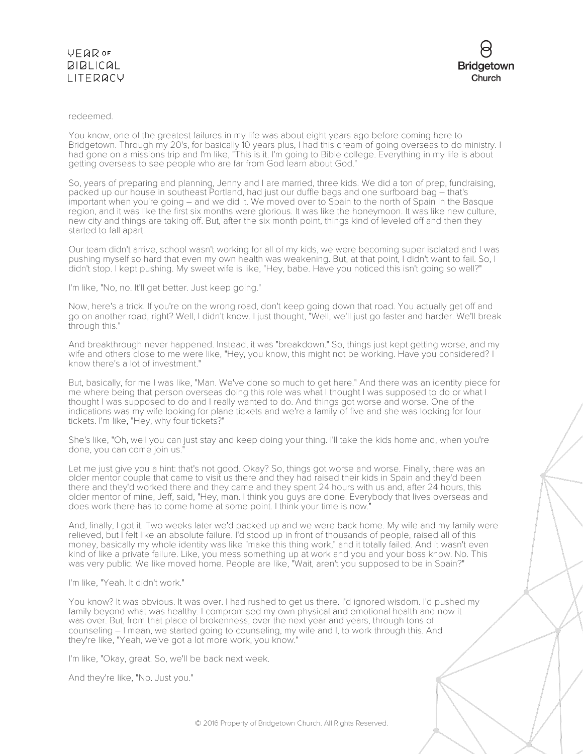redeemed.

You know, one of the greatest failures in my life was about eight years ago before coming here to Bridgetown. Through my 20's, for basically 10 years plus, I had this dream of going overseas to do ministry. I had gone on a missions trip and I'm like, "This is it. I'm going to Bible college. Everything in my life is about getting overseas to see people who are far from God learn about God."

So, years of preparing and planning, Jenny and I are married, three kids. We did a ton of prep, fundraising, packed up our house in southeast Portland, had just our duffle bags and one surfboard bag – that's important when you're going – and we did it. We moved over to Spain to the north of Spain in the Basque region, and it was like the first six months were glorious. It was like the honeymoon. It was like new culture, new city and things are taking off. But, after the six month point, things kind of leveled off and then they started to fall apart.

Our team didn't arrive, school wasn't working for all of my kids, we were becoming super isolated and I was pushing myself so hard that even my own health was weakening. But, at that point, I didn't want to fail. So, I didn't stop. I kept pushing. My sweet wife is like, "Hey, babe. Have you noticed this isn't going so well?"

I'm like, "No, no. It'll get better. Just keep going."

Now, here's a trick. If you're on the wrong road, don't keep going down that road. You actually get off and go on another road, right? Well, I didn't know. I just thought, "Well, we'll just go faster and harder. We'll break through this."

And breakthrough never happened. Instead, it was "breakdown." So, things just kept getting worse, and my wife and others close to me were like, "Hey, you know, this might not be working. Have you considered? I know there's a lot of investment."

But, basically, for me I was like, "Man. We've done so much to get here." And there was an identity piece for me where being that person overseas doing this role was what I thought I was supposed to do or what I thought I was supposed to do and I really wanted to do. And things got worse and worse. One of the indications was my wife looking for plane tickets and we're a family of five and she was looking for four tickets. I'm like, "Hey, why four tickets?"

She's like, "Oh, well you can just stay and keep doing your thing. I'll take the kids home and, when you're done, you can come join us."

Let me just give you a hint: that's not good. Okay? So, things got worse and worse. Finally, there was an older mentor couple that came to visit us there and they had raised their kids in Spain and they'd been there and they'd worked there and they came and they spent 24 hours with us and, after 24 hours, this older mentor of mine, Jeff, said, "Hey, man. I think you guys are done. Everybody that lives overseas and does work there has to come home at some point. I think your time is now."

And, finally, I got it. Two weeks later we'd packed up and we were back home. My wife and my family were relieved, but I felt like an absolute failure. I'd stood up in front of thousands of people, raised all of this money, basically my whole identity was like "make this thing work," and it totally failed. And it wasn't even kind of like a private failure. Like, you mess something up at work and you and your boss know. No. This was very public. We like moved home. People are like, "Wait, aren't you supposed to be in Spain?"

I'm like, "Yeah. It didn't work."

You know? It was obvious. It was over. I had rushed to get us there. I'd ignored wisdom. I'd pushed my family beyond what was healthy. I compromised my own physical and emotional health and now it was over. But, from that place of brokenness, over the next year and years, through tons of counseling – I mean, we started going to counseling, my wife and I, to work through this. And they're like, "Yeah, we've got a lot more work, you know."

I'm like, "Okay, great. So, we'll be back next week.

And they're like, "No. Just you."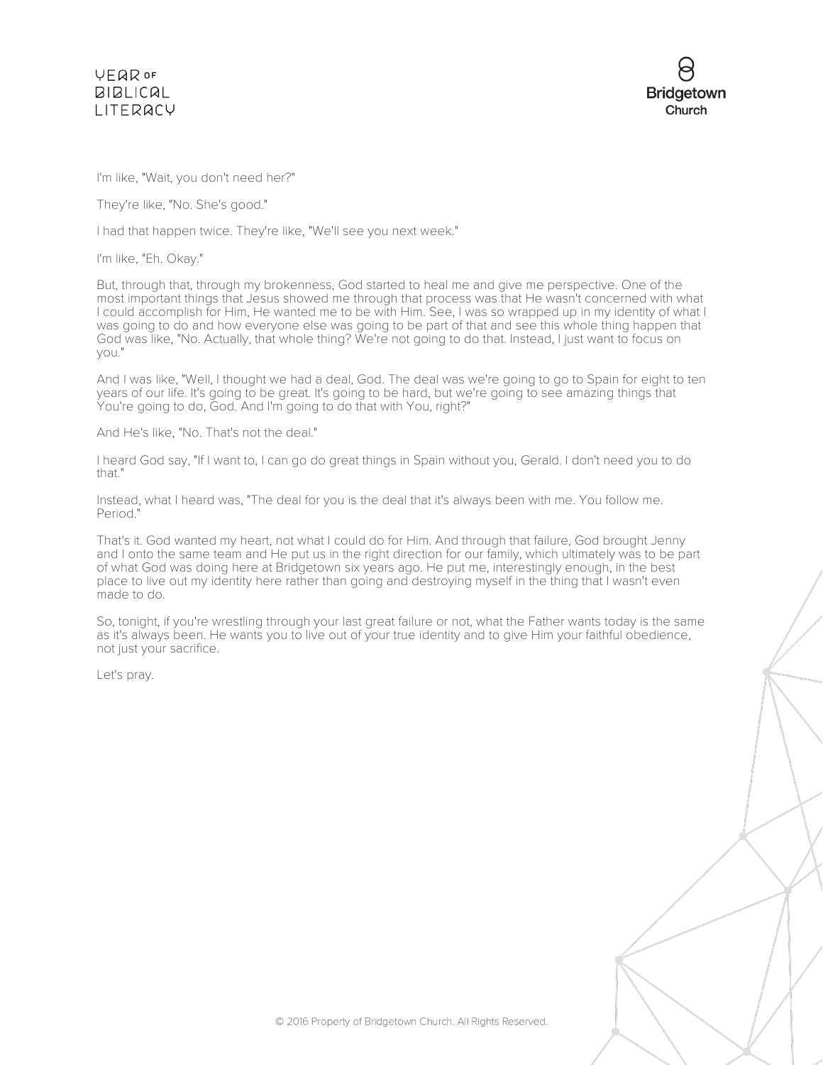I'm like, "Wait, you don't need her?"

They're like, "No. She's good."

I had that happen twice. They're like, "We'll see you next week."

I'm like, "Eh. Okay."

But, through that, through my brokenness, God started to heal me and give me perspective. One of the most important things that Jesus showed me through that process was that He wasn't concerned with what I could accomplish for Him, He wanted me to be with Him. See, I was so wrapped up in my identity of what I was going to do and how everyone else was going to be part of that and see this whole thing happen that God was like, "No. Actually, that whole thing? We're not going to do that. Instead, I just want to focus on you."

And I was like, "Well, I thought we had a deal, God. The deal was we're going to go to Spain for eight to ten years of our life. It's going to be great. It's going to be hard, but we're going to see amazing things that You're going to do, God. And I'm going to do that with You, right?"

And He's like, "No. That's not the deal."

I heard God say, "If I want to, I can go do great things in Spain without you, Gerald. I don't need you to do that."

Instead, what I heard was, "The deal for you is the deal that it's always been with me. You follow me. Period."

That's it. God wanted my heart, not what I could do for Him. And through that failure, God brought Jenny and I onto the same team and He put us in the right direction for our family, which ultimately was to be part of what God was doing here at Bridgetown six years ago. He put me, interestingly enough, in the best place to live out my identity here rather than going and destroying myself in the thing that I wasn't even made to do.

So, tonight, if you're wrestling through your last great failure or not, what the Father wants today is the same as it's always been. He wants you to live out of your true identity and to give Him your faithful obedience, not just your sacrifice.

Let's pray.